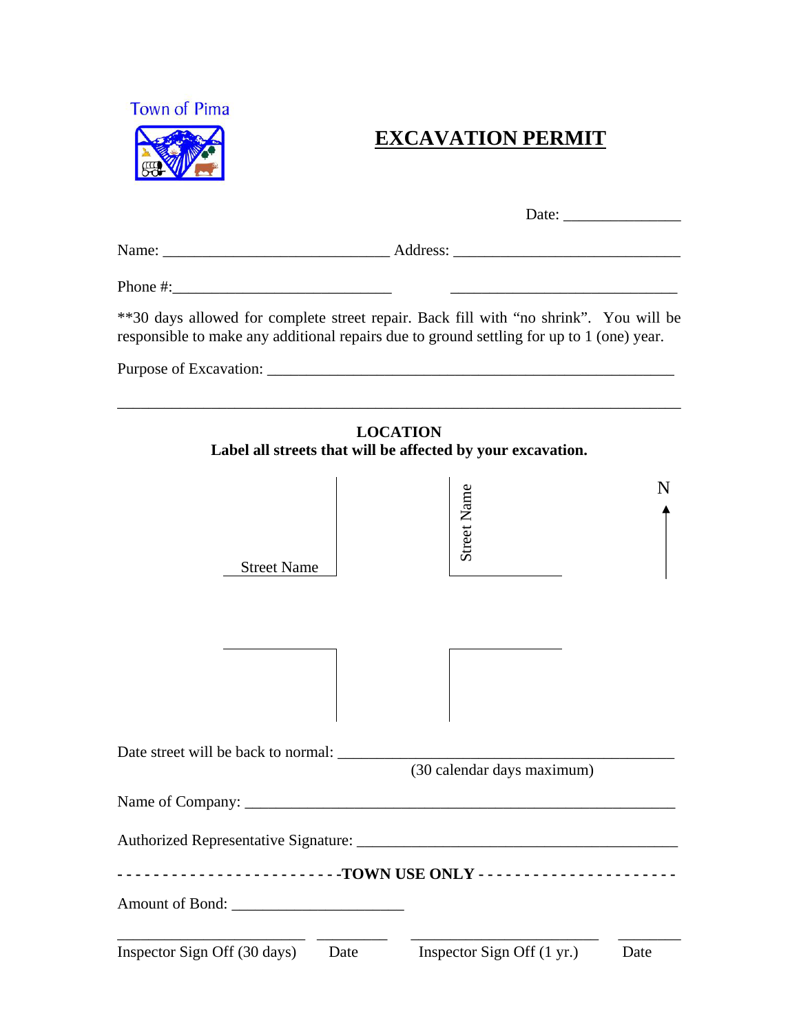Town of Pima

# EXCAVATION PERMIT

Date: _______________

Name: _____________________________ Address: _____________________________

Phone #:____________________________ _____________________________

**30 days allowed for complete street repair. Back fill with "no shrink". You will be responsible to make any additional repairs due to ground settling for up to 1 (one) year.

Purpose of Excavation: ______________________________________________________

_____________________________________________________________________________

**LOCATION**
**Label all streets that will be affected by your excavation.**

Street Name

Street Name

N

Date street will be back to normal: _____________________________________________
(30 calendar days maximum)

Name of Company: _________________________________________________________

Authorized Representative Signature: _________________________________________

------------------------**TOWN USE ONLY**----------------------

Amount of Bond: ______________________

_________________________ __________ _________________________ ________
Inspector Sign Off (30 days) Date Inspector Sign Off (1 yr.) Date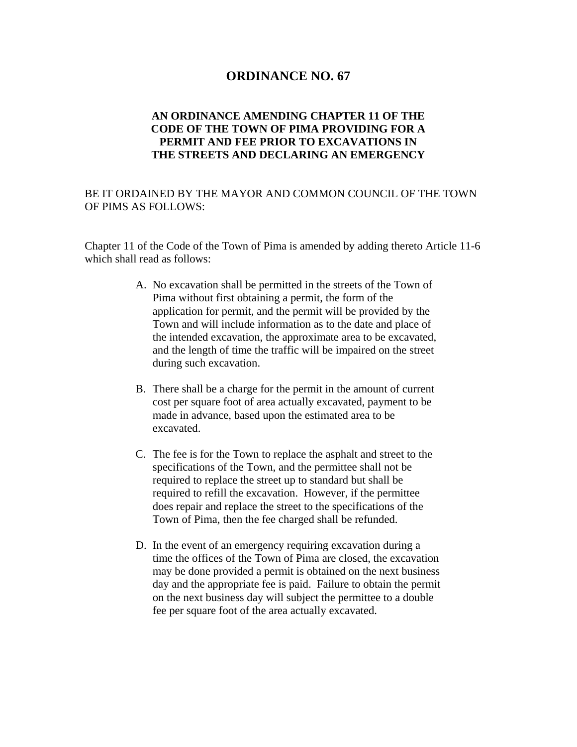# ORDINANCE NO. 67

## AN ORDINANCE AMENDING CHAPTER 11 OF THE CODE OF THE TOWN OF PIMA PROVIDING FOR A PERMIT AND FEE PRIOR TO EXCAVATIONS IN THE STREETS AND DECLARING AN EMERGENCY

BE IT ORDAINED BY THE MAYOR AND COMMON COUNCIL OF THE TOWN OF PIMS AS FOLLOWS:

Chapter 11 of the Code of the Town of Pima is amended by adding thereto Article 11-6 which shall read as follows:

A. No excavation shall be permitted in the streets of the Town of Pima without first obtaining a permit, the form of the application for permit, and the permit will be provided by the Town and will include information as to the date and place of the intended excavation, the approximate area to be excavated, and the length of time the traffic will be impaired on the street during such excavation.

B. There shall be a charge for the permit in the amount of current cost per square foot of area actually excavated, payment to be made in advance, based upon the estimated area to be excavated.

C. The fee is for the Town to replace the asphalt and street to the specifications of the Town, and the permittee shall not be required to replace the street up to standard but shall be required to refill the excavation. However, if the permittee does repair and replace the street to the specifications of the Town of Pima, then the fee charged shall be refunded.

D. In the event of an emergency requiring excavation during a time the offices of the Town of Pima are closed, the excavation may be done provided a permit is obtained on the next business day and the appropriate fee is paid. Failure to obtain the permit on the next business day will subject the permittee to a double fee per square foot of the area actually excavated.